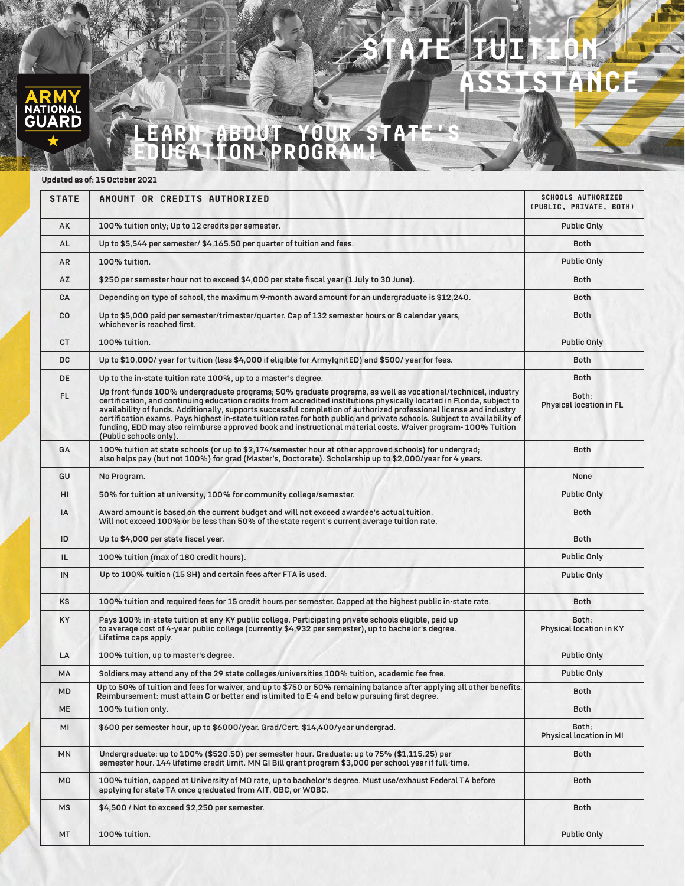ARMY NATIONAL GUARD

# STATE TUITION ASSISTANCE

## LEARN ABOUT YOUR STATE'S EDUCATION PROGRAM!

**Updated as of: 15 October 2021**

| STATE | AMOUNT OR CREDITS AUTHORIZED | SCHOOLS AUTHORIZED (PUBLIC, PRIVATE, BOTH) |
|---|---|---|
| AK | 100% tuition only; Up to 12 credits per semester. | Public Only |
| AL | Up to $5,544 per semester/ $4,165.50 per quarter of tuition and fees. | Both |
| AR | 100% tuition. | Public Only |
| AZ | $250 per semester hour not to exceed $4,000 per state fiscal year (1 July to 30 June). | Both |
| CA | Depending on type of school, the maximum 9-month award amount for an undergraduate is $12,240. | Both |
| CO | Up to $5,000 paid per semester/trimester/quarter. Cap of 132 semester hours or 8 calendar years, whichever is reached first. | Both |
| CT | 100% tuition. | Public Only |
| DC | Up to $10,000/ year for tuition (less $4,000 if eligible for ArmyIgnitED) and $500/ year for fees. | Both |
| DE | Up to the in-state tuition rate 100%, up to a master's degree. | Both |
| FL | Up front-funds 100% undergraduate programs; 50% graduate programs, as well as vocational/technical, industry certification, and continuing education credits from accredited institutions physically located in Florida, subject to availability of funds. Additionally, supports successful completion of authorized professional license and industry certification exams. Pays highest in-state tuition rates for both public and private schools. Subject to availability of funding, EDD may also reimburse approved book and instructional material costs. Waiver program- 100% Tuition (Public schools only). | Both; Physical location in FL |
| GA | 100% tuition at state schools (or up to $2,174/semester hour at other approved schools) for undergrad; also helps pay (but not 100%) for grad (Master's, Doctorate). Scholarship up to $2,000/year for 4 years. | Both |
| GU | No Program. | None |
| HI | 50% for tuition at university, 100% for community college/semester. | Public Only |
| IA | Award amount is based on the current budget and will not exceed awardee's actual tuition. Will not exceed 100% or be less than 50% of the state regent's current average tuition rate. | Both |
| ID | Up to $4,000 per state fiscal year. | Both |
| IL | 100% tuition (max of 180 credit hours). | Public Only |
| IN | Up to 100% tuition (15 SH) and certain fees after FTA is used. | Public Only |
| KS | 100% tuition and required fees for 15 credit hours per semester. Capped at the highest public in-state rate. | Both |
| KY | Pays 100% in-state tuition at any KY public college. Participating private schools eligible, paid up to average cost of 4-year public college (currently $4,932 per semester), up to bachelor's degree. Lifetime caps apply. | Both; Physical location in KY |
| LA | 100% tuition, up to master's degree. | Public Only |
| MA | Soldiers may attend any of the 29 state colleges/universities 100% tuition, academic fee free. | Public Only |
| MD | Up to 50% of tuition and fees for waiver, and up to $750 or 50% remaining balance after applying all other benefits. Reimbursement: must attain C or better and is limited to E-4 and below pursuing first degree. | Both |
| ME | 100% tuition only. | Both |
| MI | $600 per semester hour, up to $6000/year. Grad/Cert. $14,400/year undergrad. | Both; Physical location in MI |
| MN | Undergraduate: up to 100% ($520.50) per semester hour. Graduate: up to 75% ($1,115.25) per semester hour. 144 lifetime credit limit. MN GI Bill grant program $3,000 per school year if full-time. | Both |
| MO | 100% tuition, capped at University of MO rate, up to bachelor's degree. Must use/exhaust Federal TA before applying for state TA once graduated from AIT, OBC, or WOBC. | Both |
| MS | $4,500 / Not to exceed $2,250 per semester. | Both |
| MT | 100% tuition. | Public Only |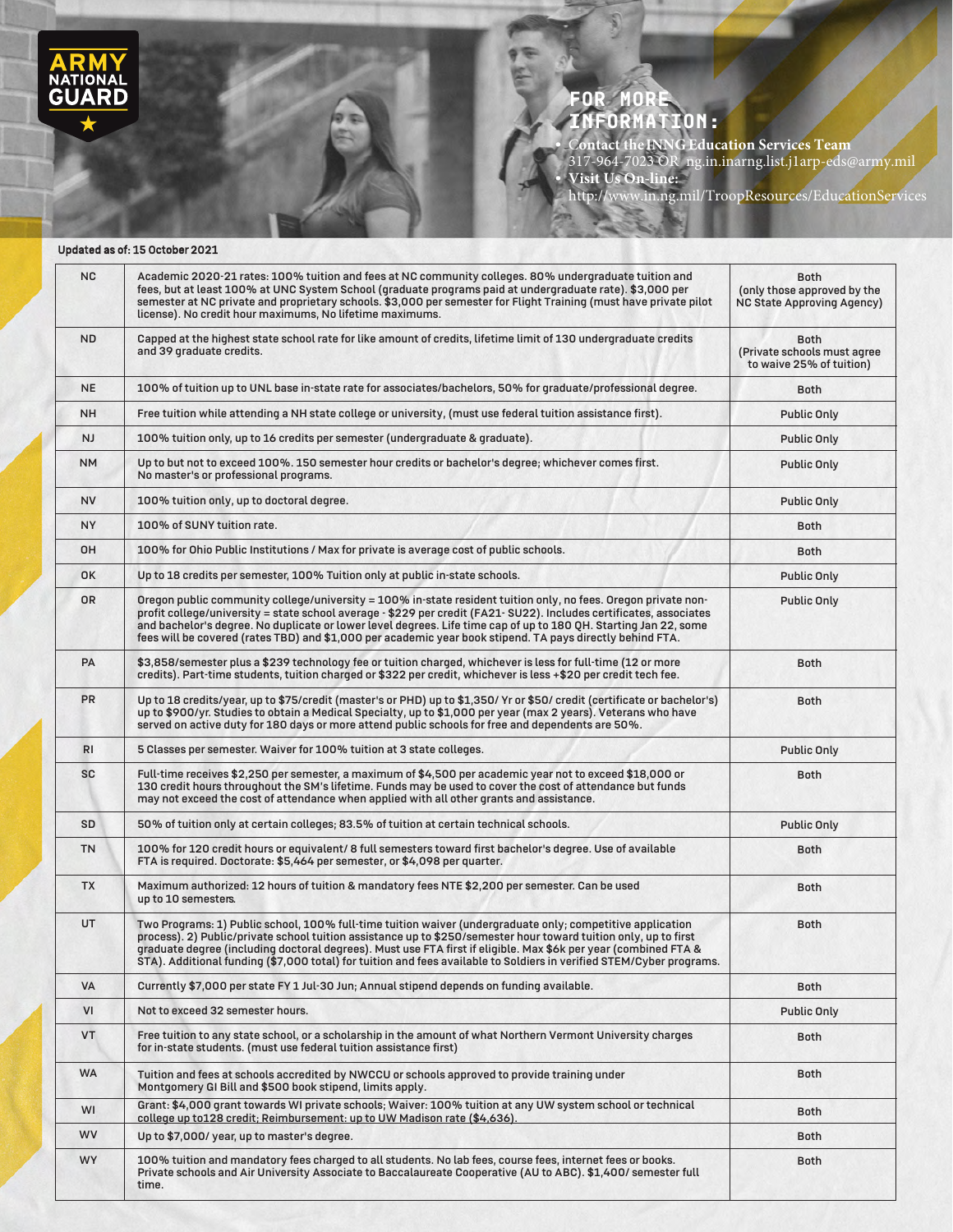ARMY NATIONAL GUARD

## FOR MORE INFORMATION:

- **Contact the INNG Education Services Team** 317-964-7023 OR ng.in.inarng.list.j1arp-eds@army.mil
- **Visit Us On-line:** http://www.in.ng.mil/TroopResources/EducationServices

**Updated as of: 15 October 2021**

| | | |
|---|---|---|
| NC | Academic 2020-21 rates: 100% tuition and fees at NC community colleges. 80% undergraduate tuition and fees, but at least 100% at UNC System School (graduate programs paid at undergraduate rate). $3,000 per semester at NC private and proprietary schools. $3,000 per semester for Flight Training (must have private pilot license). No credit hour maximums, No lifetime maximums. | Both (only those approved by the NC State Approving Agency) |
| ND | Capped at the highest state school rate for like amount of credits, lifetime limit of 130 undergraduate credits and 39 graduate credits. | Both (Private schools must agree to waive 25% of tuition) |
| NE | 100% of tuition up to UNL base in-state rate for associates/bachelors, 50% for graduate/professional degree. | Both |
| NH | Free tuition while attending a NH state college or university, (must use federal tuition assistance first). | Public Only |
| NJ | 100% tuition only, up to 16 credits per semester (undergraduate & graduate). | Public Only |
| NM | Up to but not to exceed 100%. 150 semester hour credits or bachelor's degree; whichever comes first. No master's or professional programs. | Public Only |
| NV | 100% tuition only, up to doctoral degree. | Public Only |
| NY | 100% of SUNY tuition rate. | Both |
| OH | 100% for Ohio Public Institutions / Max for private is average cost of public schools. | Both |
| OK | Up to 18 credits per semester, 100% Tuition only at public in-state schools. | Public Only |
| OR | Oregon public community college/university = 100% in-state resident tuition only, no fees. Oregon private non-profit college/university = state school average - $229 per credit (FA21- SU22). Includes certificates, associates and bachelor's degree. No duplicate or lower level degrees. Life time cap of up to 180 QH. Starting Jan 22, some fees will be covered (rates TBD) and $1,000 per academic year book stipend. TA pays directly behind FTA. | Public Only |
| PA | $3,858/semester plus a $239 technology fee or tuition charged, whichever is less for full-time (12 or more credits). Part-time students, tuition charged or $322 per credit, whichever is less +$20 per credit tech fee. | Both |
| PR | Up to 18 credits/year, up to $75/credit (master's or PHD) up to $1,350/ Yr or $50/ credit (certificate or bachelor's) up to $900/yr. Studies to obtain a Medical Specialty, up to $1,000 per year (max 2 years). Veterans who have served on active duty for 180 days or more attend public schools for free and dependents are 50%. | Both |
| RI | 5 Classes per semester. Waiver for 100% tuition at 3 state colleges. | Public Only |
| SC | Full-time receives $2,250 per semester, a maximum of $4,500 per academic year not to exceed $18,000 or 130 credit hours throughout the SM's lifetime. Funds may be used to cover the cost of attendance but funds may not exceed the cost of attendance when applied with all other grants and assistance. | Both |
| SD | 50% of tuition only at certain colleges; 83.5% of tuition at certain technical schools. | Public Only |
| TN | 100% for 120 credit hours or equivalent/ 8 full semesters toward first bachelor's degree. Use of available FTA is required. Doctorate: $5,464 per semester, or $4,098 per quarter. | Both |
| TX | Maximum authorized: 12 hours of tuition & mandatory fees NTE $2,200 per semester. Can be used up to 10 semesters. | Both |
| UT | Two Programs: 1) Public school, 100% full-time tuition waiver (undergraduate only; competitive application process). 2) Public/private school tuition assistance up to $250/semester hour toward tuition only, up to first graduate degree (including doctoral degrees). Must use FTA first if eligible. Max $6k per year (combined FTA & STA). Additional funding ($7,000 total) for tuition and fees available to Soldiers in verified STEM/Cyber programs. | Both |
| VA | Currently $7,000 per state FY 1 Jul-30 Jun; Annual stipend depends on funding available. | Both |
| VI | Not to exceed 32 semester hours. | Public Only |
| VT | Free tuition to any state school, or a scholarship in the amount of what Northern Vermont University charges for in-state students. (must use federal tuition assistance first) | Both |
| WA | Tuition and fees at schools accredited by NWCCU or schools approved to provide training under Montgomery GI Bill and $500 book stipend, limits apply. | Both |
| WI | Grant: $4,000 grant towards WI private schools; Waiver: 100% tuition at any UW system school or technical college up to128 credit; Reimbursement: up to UW Madison rate ($4,636). | Both |
| WV | Up to $7,000/ year, up to master's degree. | Both |
| WY | 100% tuition and mandatory fees charged to all students. No lab fees, course fees, internet fees or books. Private schools and Air University Associate to Baccalaureate Cooperative (AU to ABC). $1,400/ semester full time. | Both |